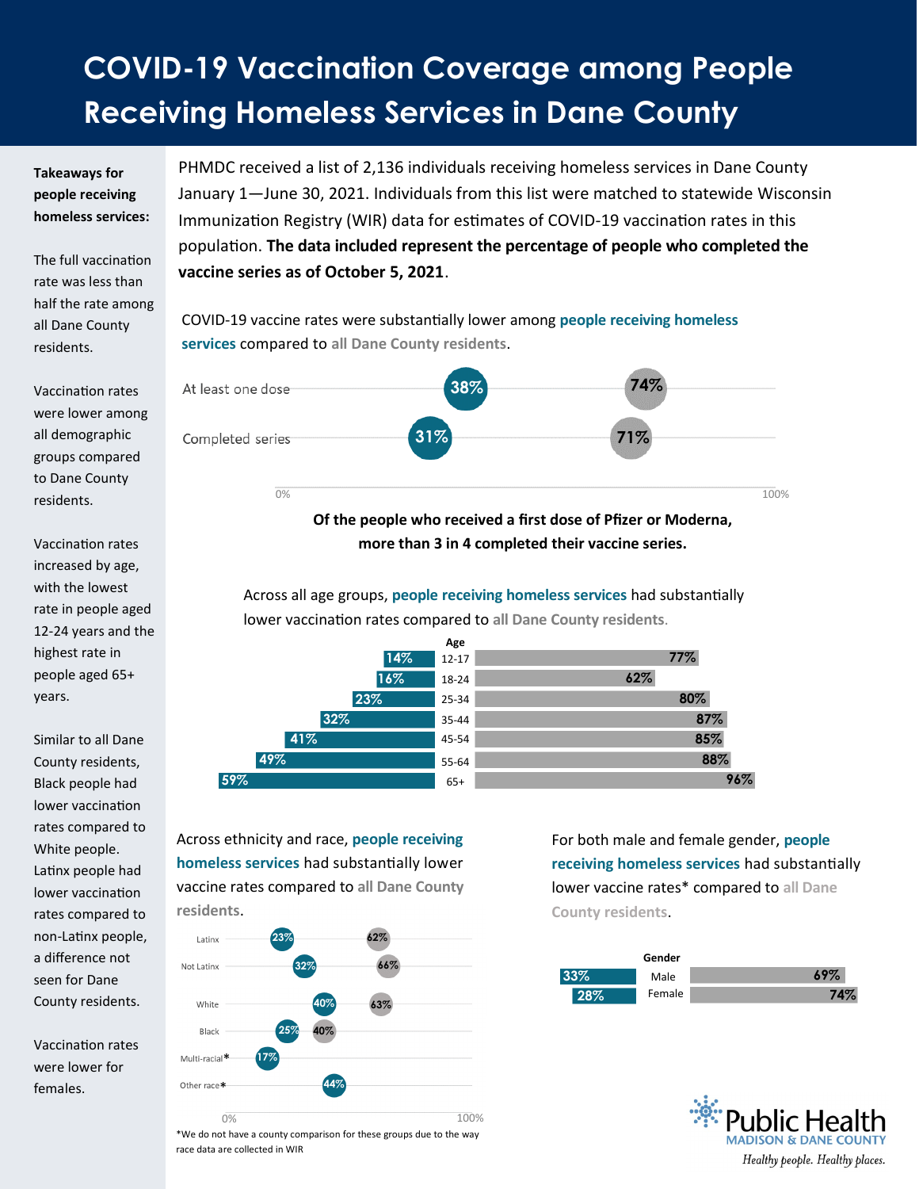# COVID-19 Vaccination Coverage among People Receiving Homeless Services in Dane County

**Takeaways for people receiving homeless services:**

The full vaccination rate was less than half the rate among all Dane County residents.

Vaccination rates were lower among all demographic groups compared to Dane County residents.

Vaccination rates increased by age, with the lowest rate in people aged 12-24 years and the highest rate in people aged 65+ years.

Similar to all Dane County residents, Black people had lower vaccination rates compared to White people. Latinx people had lower vaccination rates compared to non-Latinx people, a difference not seen for Dane County residents.

Vaccination rates were lower for females.

PHMDC received a list of 2,136 individuals receiving homeless services in Dane County January 1—June 30, 2021. Individuals from this list were matched to statewide Wisconsin Immunization Registry (WIR) data for estimates of COVID-19 vaccination rates in this population. **The data included represent the percentage of people who completed the vaccine series as of October 5, 2021**.

COVID-19 vaccine rates were substantially lower among people receiving homeless services compared to all Dane County residents.

| | People receiving homeless services | All Dane County residents |
|---|---|---|
| At least one dose | 38% | 74% |
| Completed series | 31% | 71% |

**Of the people who received a first dose of Pfizer or Moderna, more than 3 in 4 completed their vaccine series.**

Across all age groups, people receiving homeless services had substantially lower vaccination rates compared to all Dane County residents.

| Age | People receiving homeless services | All Dane County residents |
|---|---|---|
| 12-17 | 14% | 77% |
| 18-24 | 16% | 62% |
| 25-34 | 23% | 80% |
| 35-44 | 32% | 87% |
| 45-54 | 41% | 85% |
| 55-64 | 49% | 88% |
| 65+ | 59% | 96% |

Across ethnicity and race, people receiving homeless services had substantially lower vaccine rates compared to all Dane County residents.

| | People receiving homeless services | All Dane County residents |
|---|---|---|
| Latinx | 23% | 62% |
| Not Latinx | 32% | 66% |
| White | 40% | 63% |
| Black | 25% | 40% |
| Multi-racial* | 17% | |
| Other race* | 44% | |

*We do not have a county comparison for these groups due to the way race data are collected in WIR

For both male and female gender, people receiving homeless services had substantially lower vaccine rates* compared to all Dane County residents.

| Gender | People receiving homeless services | All Dane County residents |
|---|---|---|
| Male | 33% | 69% |
| Female | 28% | 74% |

Public Health MADISON & DANE COUNTY

*Healthy people. Healthy places.*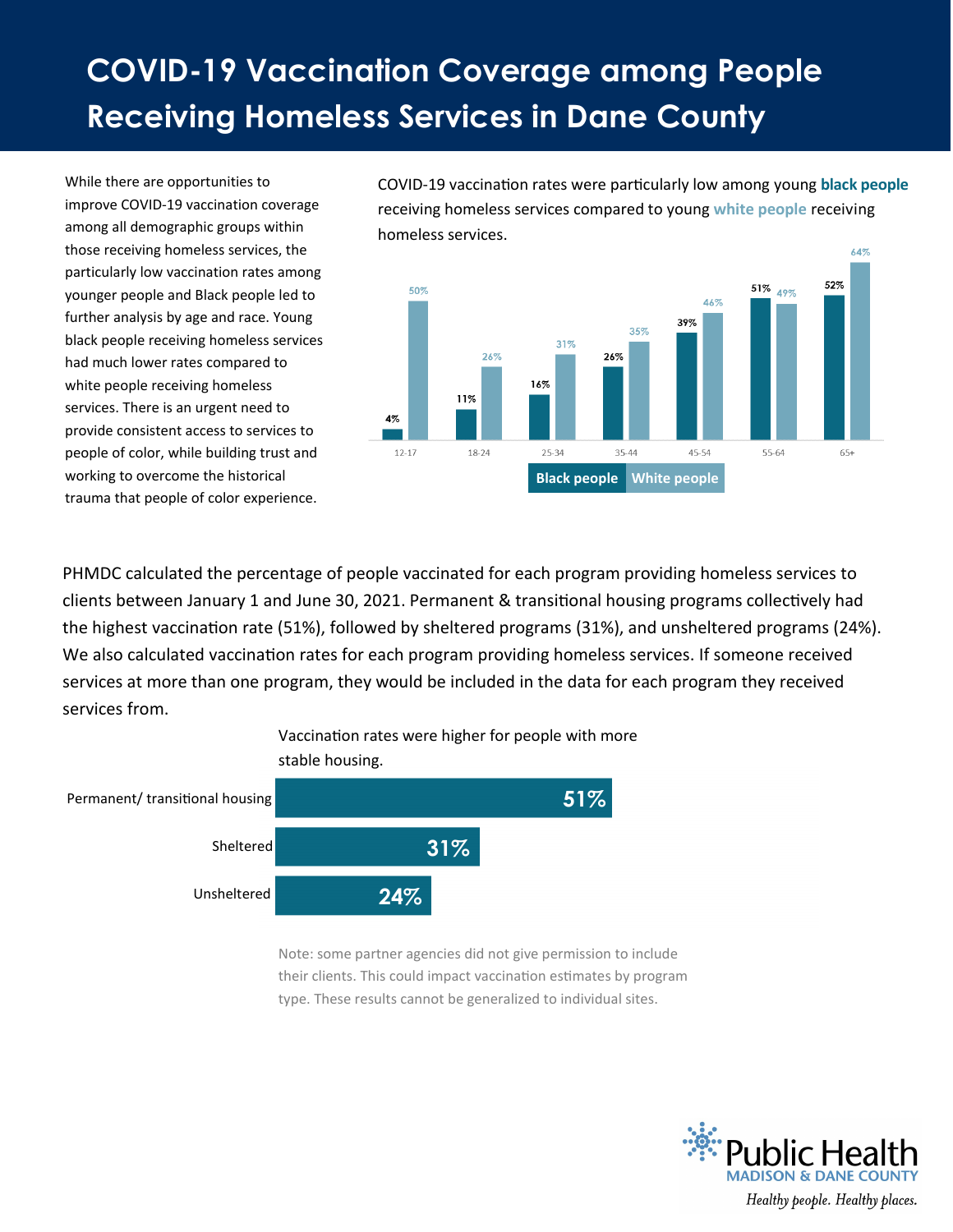# COVID-19 Vaccination Coverage among People Receiving Homeless Services in Dane County

While there are opportunities to improve COVID-19 vaccination coverage among all demographic groups within those receiving homeless services, the particularly low vaccination rates among younger people and Black people led to further analysis by age and race. Young black people receiving homeless services had much lower rates compared to white people receiving homeless services. There is an urgent need to provide consistent access to services to people of color, while building trust and working to overcome the historical trauma that people of color experience.

COVID-19 vaccination rates were particularly low among young **black people** receiving homeless services compared to young **white people** receiving homeless services.

4%
50%
12-17
11%
26%
18-24
16%
31%
25-34
26%
35%
35-44
39%
46%
45-54
51%
49%
55-64
52%
64%
65+

Black people
White people

PHMDC calculated the percentage of people vaccinated for each program providing homeless services to clients between January 1 and June 30, 2021. Permanent & transitional housing programs collectively had the highest vaccination rate (51%), followed by sheltered programs (31%), and unsheltered programs (24%). We also calculated vaccination rates for each program providing homeless services. If someone received services at more than one program, they would be included in the data for each program they received services from.

Vaccination rates were higher for people with more stable housing.

Permanent/ transitional housing
51%
Sheltered
31%
Unsheltered
24%

Note: some partner agencies did not give permission to include their clients. This could impact vaccination estimates by program type. These results cannot be generalized to individual sites.

Public Health
MADISON & DANE COUNTY
*Healthy people. Healthy places.*